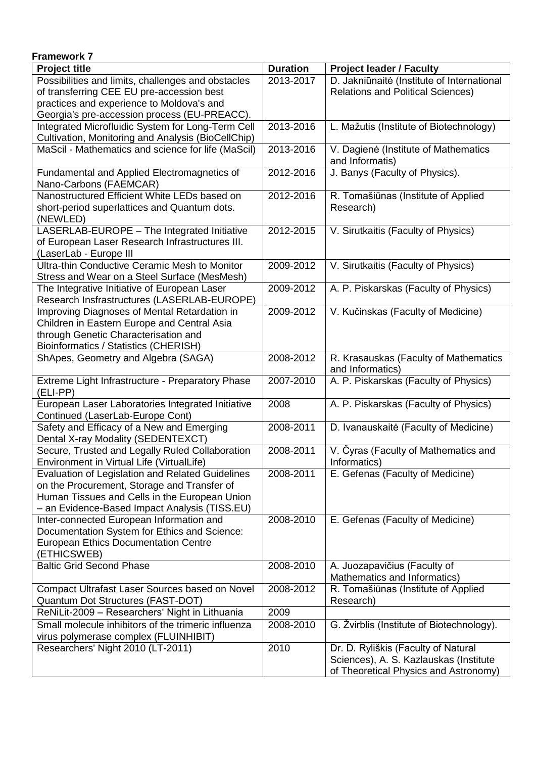**Framework 7**

| Project title | Duration | Project leader / Faculty |
|---|---|---|
| Possibilities and limits, challenges and obstacles of transferring CEE EU pre-accession best practices and experience to Moldova's and Georgia's pre-accession process (EU-PREACC). | 2013-2017 | D. Jakniūnaitė (Institute of International Relations and Political Sciences) |
| Integrated Microfluidic System for Long-Term Cell Cultivation, Monitoring and Analysis (BioCellChip) | 2013-2016 | L. Mažutis (Institute of Biotechnology) |
| MaScil - Mathematics and science for life (MaScil) | 2013-2016 | V. Dagienė (Institute of Mathematics and Informatis) |
| Fundamental and Applied Electromagnetics of Nano-Carbons (FAEMCAR) | 2012-2016 | J. Banys (Faculty of Physics). |
| Nanostructured Efficient White LEDs based on short-period superlattices and Quantum dots. (NEWLED) | 2012-2016 | R. Tomašiūnas (Institute of Applied Research) |
| LASERLAB-EUROPE – The Integrated Initiative of European Laser Research Infrastructures III. (LaserLab - Europe III | 2012-2015 | V. Sirutkaitis (Faculty of Physics) |
| Ultra-thin Conductive Ceramic Mesh to Monitor Stress and Wear on a Steel Surface (MesMesh) | 2009-2012 | V. Sirutkaitis (Faculty of Physics) |
| The Integrative Initiative of European Laser Research Insfrastructures (LASERLAB-EUROPE) | 2009-2012 | A. P. Piskarskas (Faculty of Physics) |
| Improving Diagnoses of Mental Retardation in Children in Eastern Europe and Central Asia through Genetic Characterisation and Bioinformatics / Statistics (CHERISH) | 2009-2012 | V. Kučinskas (Faculty of Medicine) |
| ShApes, Geometry and Algebra (SAGA) | 2008-2012 | R. Krasauskas (Faculty of Mathematics and Informatics) |
| Extreme Light Infrastructure - Preparatory Phase (ELI-PP) | 2007-2010 | A. P. Piskarskas (Faculty of Physics) |
| European Laser Laboratories Integrated Initiative Continued (LaserLab-Europe Cont) | 2008 | A. P. Piskarskas (Faculty of Physics) |
| Safety and Efficacy of a New and Emerging Dental X-ray Modality (SEDENTEXCT) | 2008-2011 | D. Ivanauskaitė (Faculty of Medicine) |
| Secure, Trusted and Legally Ruled Collaboration Environment in Virtual Life (VirtualLife) | 2008-2011 | V. Čyras (Faculty of Mathematics and Informatics) |
| Evaluation of Legislation and Related Guidelines on the Procurement, Storage and Transfer of Human Tissues and Cells in the European Union – an Evidence-Based Impact Analysis (TISS.EU) | 2008-2011 | E. Gefenas (Faculty of Medicine) |
| Inter-connected European Information and Documentation System for Ethics and Science: European Ethics Documentation Centre (ETHICSWEB) | 2008-2010 | E. Gefenas (Faculty of Medicine) |
| Baltic Grid Second Phase | 2008-2010 | A. Juozapavičius (Faculty of Mathematics and Informatics) |
| Compact Ultrafast Laser Sources based on Novel Quantum Dot Structures (FAST-DOT) | 2008-2012 | R. Tomašiūnas (Institute of Applied Research) |
| ReNiLit-2009 – Researchers' Night in Lithuania | 2009 | |
| Small molecule inhibitors of the trimeric influenza virus polymerase complex (FLUINHIBIT) | 2008-2010 | G. Žvirblis (Institute of Biotechnology). |
| Researchers' Night 2010 (LT-2011) | 2010 | Dr. D. Ryliškis (Faculty of Natural Sciences), A. S. Kazlauskas (Institute of Theoretical Physics and Astronomy) |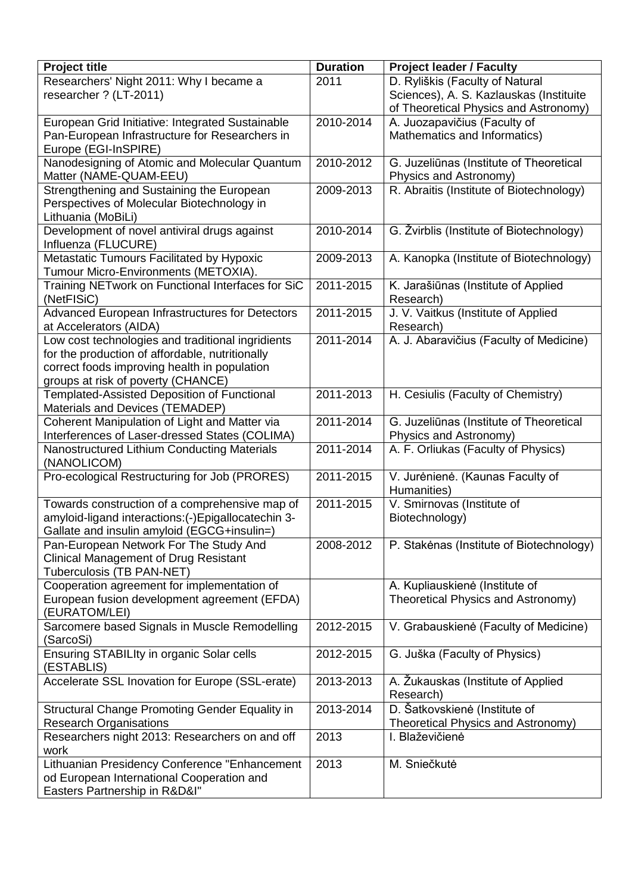| Project title | Duration | Project leader / Faculty |
|---|---|---|
| Researchers' Night 2011: Why I became a researcher ? (LT-2011) | 2011 | D. Ryliškis (Faculty of Natural Sciences), A. S. Kazlauskas (Instituite of Theoretical Physics and Astronomy) |
| European Grid Initiative: Integrated Sustainable Pan-European Infrastructure for Researchers in Europe (EGI-InSPIRE) | 2010-2014 | A. Juozapavičius (Faculty of Mathematics and Informatics) |
| Nanodesigning of Atomic and Molecular Quantum Matter (NAME-QUAM-EEU) | 2010-2012 | G. Juzeliūnas (Institute of Theoretical Physics and Astronomy) |
| Strengthening and Sustaining the European Perspectives of Molecular Biotechnology in Lithuania (MoBiLi) | 2009-2013 | R. Abraitis (Institute of Biotechnology) |
| Development of novel antiviral drugs against Influenza (FLUCURE) | 2010-2014 | G. Žvirblis (Institute of Biotechnology) |
| Metastatic Tumours Facilitated by Hypoxic Tumour Micro-Environments (METOXIA). | 2009-2013 | A. Kanopka (Institute of Biotechnology) |
| Training NETwork on Functional Interfaces for SiC (NetFISiC) | 2011-2015 | K. Jarašiūnas (Institute of Applied Research) |
| Advanced European Infrastructures for Detectors at Accelerators (AIDA) | 2011-2015 | J. V. Vaitkus (Institute of Applied Research) |
| Low cost technologies and traditional ingridients for the production of affordable, nutritionally correct foods improving health in population groups at risk of poverty (CHANCE) | 2011-2014 | A. J. Abaravičius (Faculty of Medicine) |
| Templated-Assisted Deposition of Functional Materials and Devices (TEMADEP) | 2011-2013 | H. Cesiulis (Faculty of Chemistry) |
| Coherent Manipulation of Light and Matter via Interferences of Laser-dressed States (COLIMA) | 2011-2014 | G. Juzeliūnas (Institute of Theoretical Physics and Astronomy) |
| Nanostructured Lithium Conducting Materials (NANOLICOM) | 2011-2014 | A. F. Orliukas (Faculty of Physics) |
| Pro-ecological Restructuring for Job (PRORES) | 2011-2015 | V. Jurėnienė. (Kaunas Faculty of Humanities) |
| Towards construction of a comprehensive map of amyloid-ligand interactions:(-)Epigallocatechin 3-Gallate and insulin amyloid (EGCG+insulin=) | 2011-2015 | V. Smirnovas (Institute of Biotechnology) |
| Pan-European Network For The Study And Clinical Management of Drug Resistant Tuberculosis (TB PAN-NET) | 2008-2012 | P. Stakėnas (Institute of Biotechnology) |
| Cooperation agreement for implementation of European fusion development agreement (EFDA) (EURATOM/LEI) | | A. Kupliauskienė (Institute of Theoretical Physics and Astronomy) |
| Sarcomere based Signals in Muscle Remodelling (SarcoSi) | 2012-2015 | V. Grabauskienė (Faculty of Medicine) |
| Ensuring STABILIty in organic Solar cells (ESTABLIS) | 2012-2015 | G. Juška (Faculty of Physics) |
| Accelerate SSL Inovation for Europe (SSL-erate) | 2013-2013 | A. Žukauskas (Institute of Applied Research) |
| Structural Change Promoting Gender Equality in Research Organisations | 2013-2014 | D. Šatkovskienė (Institute of Theoretical Physics and Astronomy) |
| Researchers night 2013: Researchers on and off work | 2013 | I. Blaževičienė |
| Lithuanian Presidency Conference "Enhancement od European International Cooperation and Easters Partnership in R&D&I" | 2013 | M. Sniečkutė |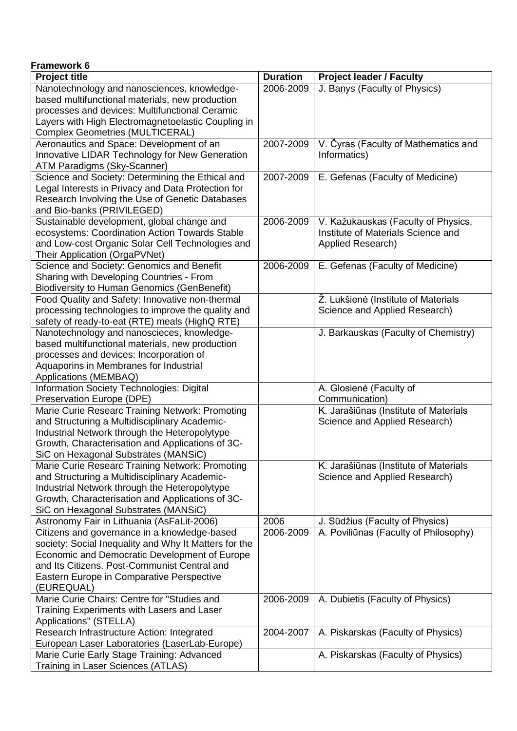**Framework 6**

| Project title | Duration | Project leader / Faculty |
|---|---|---|
| Nanotechnology and nanosciences, knowledge-based multifunctional materials, new production processes and devices: Multifunctional Ceramic Layers with High Electromagnetoelastic Coupling in Complex Geometries (MULTICERAL) | 2006-2009 | J. Banys (Faculty of Physics) |
| Aeronautics and Space: Development of an Innovative LIDAR Technology for New Generation ATM Paradigms (Sky-Scanner) | 2007-2009 | V. Čyras (Faculty of Mathematics and Informatics) |
| Science and Society: Determining the Ethical and Legal Interests in Privacy and Data Protection for Research Involving the Use of Genetic Databases and Bio-banks (PRIVILEGED) | 2007-2009 | E. Gefenas (Faculty of Medicine) |
| Sustainable development, global change and ecosystems: Coordination Action Towards Stable and Low-cost Organic Solar Cell Technologies and Their Application (OrgaPVNet) | 2006-2009 | V. Kažukauskas (Faculty of Physics, Institute of Materials Science and Applied Research) |
| Science and Society: Genomics and Benefit Sharing with Developing Countries - From Biodiversity to Human Genomics (GenBenefit) | 2006-2009 | E. Gefenas (Faculty of Medicine) |
| Food Quality and Safety: Innovative non-thermal processing technologies to improve the quality and safety of ready-to-eat (RTE) meals (HighQ RTE) | | Ž. Lukšienė (Institute of Materials Science and Applied Research) |
| Nanotechnology and nanoscieces, knowledge-based multifunctional materials, new production processes and devices: Incorporation of Aquaporins in Membranes for Industrial Applications (MEMBAQ) | | J. Barkauskas (Faculty of Chemistry) |
| Information Society Technologies: Digital Preservation Europe (DPE) | | A. Glosienė (Faculty of Communication) |
| Marie Curie Researc Training Network: Promoting and Structuring a Multidisciplinary Academic-Industrial Network through the Heteropolytype Growth, Characterisation and Applications of 3C-SiC on Hexagonal Substrates (MANSiC) | | K. Jarašiūnas (Institute of Materials Science and Applied Research) |
| Marie Curie Researc Training Network: Promoting and Structuring a Multidisciplinary Academic-Industrial Network through the Heteropolytype Growth, Characterisation and Applications of 3C-SiC on Hexagonal Substrates (MANSiC) | | K. Jarašiūnas (Institute of Materials Science and Applied Research) |
| Astronomy Fair in Lithuania (AsFaLit-2006) | 2006 | J. Sūdžius (Faculty of Physics) |
| Citizens and governance in a knowledge-based society: Social Inequality and Why It Matters for the Economic and Democratic Development of Europe and Its Citizens. Post-Communist Central and Eastern Europe in Comparative Perspective (EUREQUAL) | 2006-2009 | A. Poviliūnas (Faculty of Philosophy) |
| Marie Curie Chairs: Centre for "Studies and Training Experiments with Lasers and Laser Applications" (STELLA) | 2006-2009 | A. Dubietis (Faculty of Physics) |
| Research Infrastructure Action: Integrated European Laser Laboratories (LaserLab-Europe) | 2004-2007 | A. Piskarskas (Faculty of Physics) |
| Marie Curie Early Stage Training: Advanced Training in Laser Sciences (ATLAS) | | A. Piskarskas (Faculty of Physics) |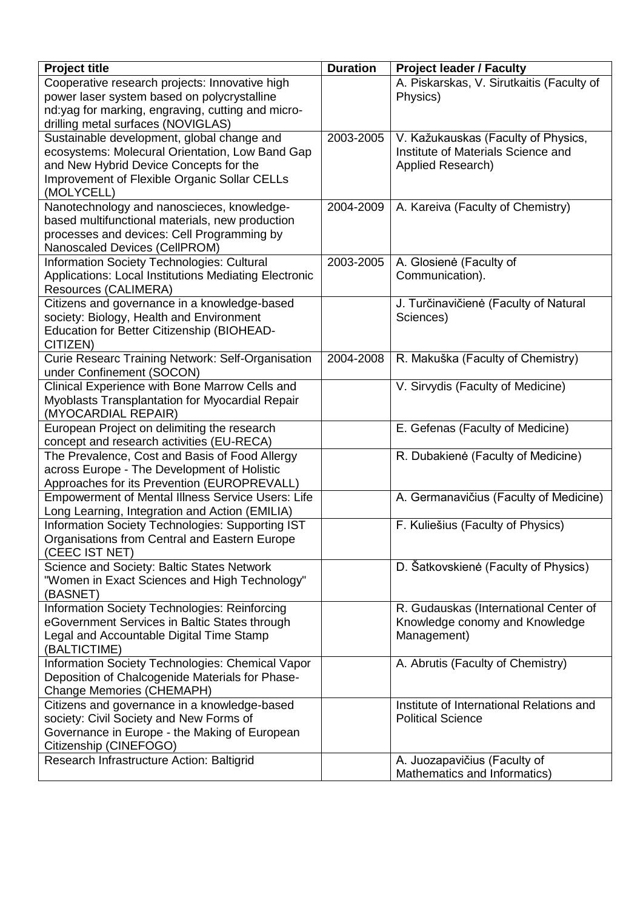| Project title | Duration | Project leader / Faculty |
| --- | --- | --- |
| Cooperative research projects: Innovative high power laser system based on polycrystalline nd:yag for marking, engraving, cutting and micro-drilling metal surfaces (NOVIGLAS) | | A. Piskarskas, V. Sirutkaitis (Faculty of Physics) |
| Sustainable development, global change and ecosystems: Molecural Orientation, Low Band Gap and New Hybrid Device Concepts for the Improvement of Flexible Organic Sollar CELLs (MOLYCELL) | 2003-2005 | V. Kažukauskas (Faculty of Physics, Institute of Materials Science and Applied Research) |
| Nanotechnology and nanoscieces, knowledge-based multifunctional materials, new production processes and devices: Cell Programming by Nanoscaled Devices (CellPROM) | 2004-2009 | A. Kareiva (Faculty of Chemistry) |
| Information Society Technologies: Cultural Applications: Local Institutions Mediating Electronic Resources (CALIMERA) | 2003-2005 | A. Glosienė (Faculty of Communication). |
| Citizens and governance in a knowledge-based society: Biology, Health and Environment Education for Better Citizenship (BIOHEAD-CITIZEN) | | J. Turčinavičienė (Faculty of Natural Sciences) |
| Curie Researc Training Network: Self-Organisation under Confinement (SOCON) | 2004-2008 | R. Makuška (Faculty of Chemistry) |
| Clinical Experience with Bone Marrow Cells and Myoblasts Transplantation for Myocardial Repair (MYOCARDIAL REPAIR) | | V. Sirvydis (Faculty of Medicine) |
| European Project on delimiting the research concept and research activities (EU-RECA) | | E. Gefenas (Faculty of Medicine) |
| The Prevalence, Cost and Basis of Food Allergy across Europe - The Development of Holistic Approaches for its Prevention (EUROPREVALL) | | R. Dubakienė (Faculty of Medicine) |
| Empowerment of Mental Illness Service Users: Life Long Learning, Integration and Action (EMILIA) | | A. Germanavičius (Faculty of Medicine) |
| Information Society Technologies: Supporting IST Organisations from Central and Eastern Europe (CEEC IST NET) | | F. Kuliešius (Faculty of Physics) |
| Science and Society: Baltic States Network "Women in Exact Sciences and High Technology" (BASNET) | | D. Šatkovskienė (Faculty of Physics) |
| Information Society Technologies: Reinforcing eGovernment Services in Baltic States through Legal and Accountable Digital Time Stamp (BALTICTIME) | | R. Gudauskas (International Center of Knowledge conomy and Knowledge Management) |
| Information Society Technologies: Chemical Vapor Deposition of Chalcogenide Materials for Phase-Change Memories (CHEMAPH) | | A. Abrutis (Faculty of Chemistry) |
| Citizens and governance in a knowledge-based society: Civil Society and New Forms of Governance in Europe - the Making of European Citizenship (CINEFOGO) | | Institute of International Relations and Political Science |
| Research Infrastructure Action: Baltigrid | | A. Juozapavičius (Faculty of Mathematics and Informatics) |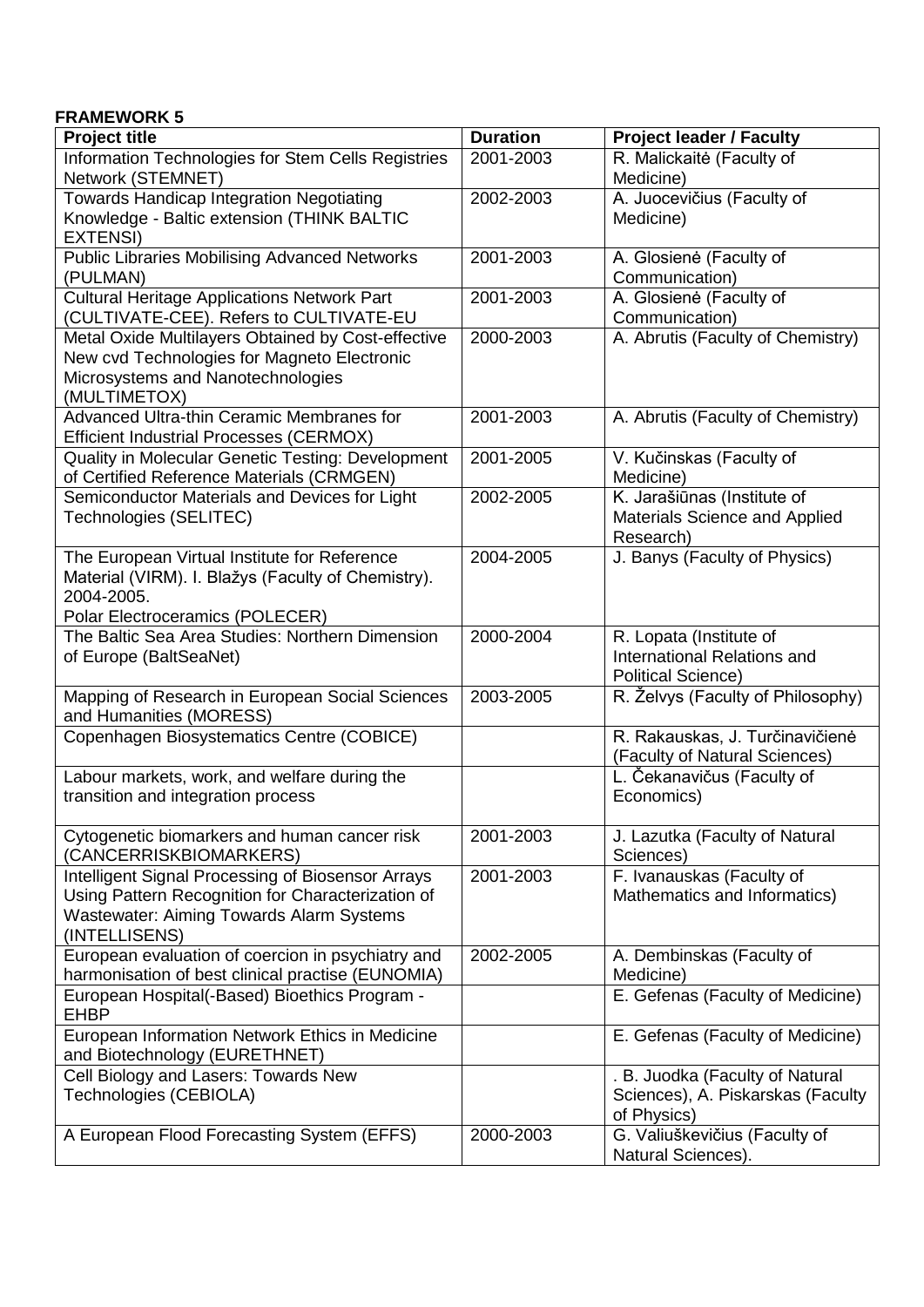**FRAMEWORK 5**

| Project title | Duration | Project leader / Faculty |
|---|---|---|
| Information Technologies for Stem Cells Registries Network (STEMNET) | 2001-2003 | R. Malickaitė (Faculty of Medicine) |
| Towards Handicap Integration Negotiating Knowledge - Baltic extension (THINK BALTIC EXTENSI) | 2002-2003 | A. Juocevičius (Faculty of Medicine) |
| Public Libraries Mobilising Advanced Networks (PULMAN) | 2001-2003 | A. Glosienė (Faculty of Communication) |
| Cultural Heritage Applications Network Part (CULTIVATE-CEE). Refers to CULTIVATE-EU | 2001-2003 | A. Glosienė (Faculty of Communication) |
| Metal Oxide Multilayers Obtained by Cost-effective New cvd Technologies for Magneto Electronic Microsystems and Nanotechnologies (MULTIMETOX) | 2000-2003 | A. Abrutis (Faculty of Chemistry) |
| Advanced Ultra-thin Ceramic Membranes for Efficient Industrial Processes (CERMOX) | 2001-2003 | A. Abrutis (Faculty of Chemistry) |
| Quality in Molecular Genetic Testing: Development of Certified Reference Materials (CRMGEN) | 2001-2005 | V. Kučinskas (Faculty of Medicine) |
| Semiconductor Materials and Devices for Light Technologies (SELITEC) | 2002-2005 | K. Jarašiūnas (Institute of Materials Science and Applied Research) |
| The European Virtual Institute for Reference Material (VIRM). I. Blažys (Faculty of Chemistry). 2004-2005.<br>Polar Electroceramics (POLECER) | 2004-2005 | J. Banys (Faculty of Physics) |
| The Baltic Sea Area Studies: Northern Dimension of Europe (BaltSeaNet) | 2000-2004 | R. Lopata (Institute of International Relations and Political Science) |
| Mapping of Research in European Social Sciences and Humanities (MORESS) | 2003-2005 | R. Želvys (Faculty of Philosophy) |
| Copenhagen Biosystematics Centre (COBICE) | | R. Rakauskas, J. Turčinavičienė (Faculty of Natural Sciences) |
| Labour markets, work, and welfare during the transition and integration process | | L. Čekanavičus (Faculty of Economics) |
| Cytogenetic biomarkers and human cancer risk (CANCERRISKBIOMARKERS) | 2001-2003 | J. Lazutka (Faculty of Natural Sciences) |
| Intelligent Signal Processing of Biosensor Arrays Using Pattern Recognition for Characterization of Wastewater: Aiming Towards Alarm Systems (INTELLISENS) | 2001-2003 | F. Ivanauskas (Faculty of Mathematics and Informatics) |
| European evaluation of coercion in psychiatry and harmonisation of best clinical practise (EUNOMIA) | 2002-2005 | A. Dembinskas (Faculty of Medicine) |
| European Hospital(-Based) Bioethics Program - EHBP | | E. Gefenas (Faculty of Medicine) |
| European Information Network Ethics in Medicine and Biotechnology (EURETHNET) | | E. Gefenas (Faculty of Medicine) |
| Cell Biology and Lasers: Towards New Technologies (CEBIOLA) | | . B. Juodka (Faculty of Natural Sciences), A. Piskarskas (Faculty of Physics) |
| A European Flood Forecasting System (EFFS) | 2000-2003 | G. Valiuškevičius (Faculty of Natural Sciences). |